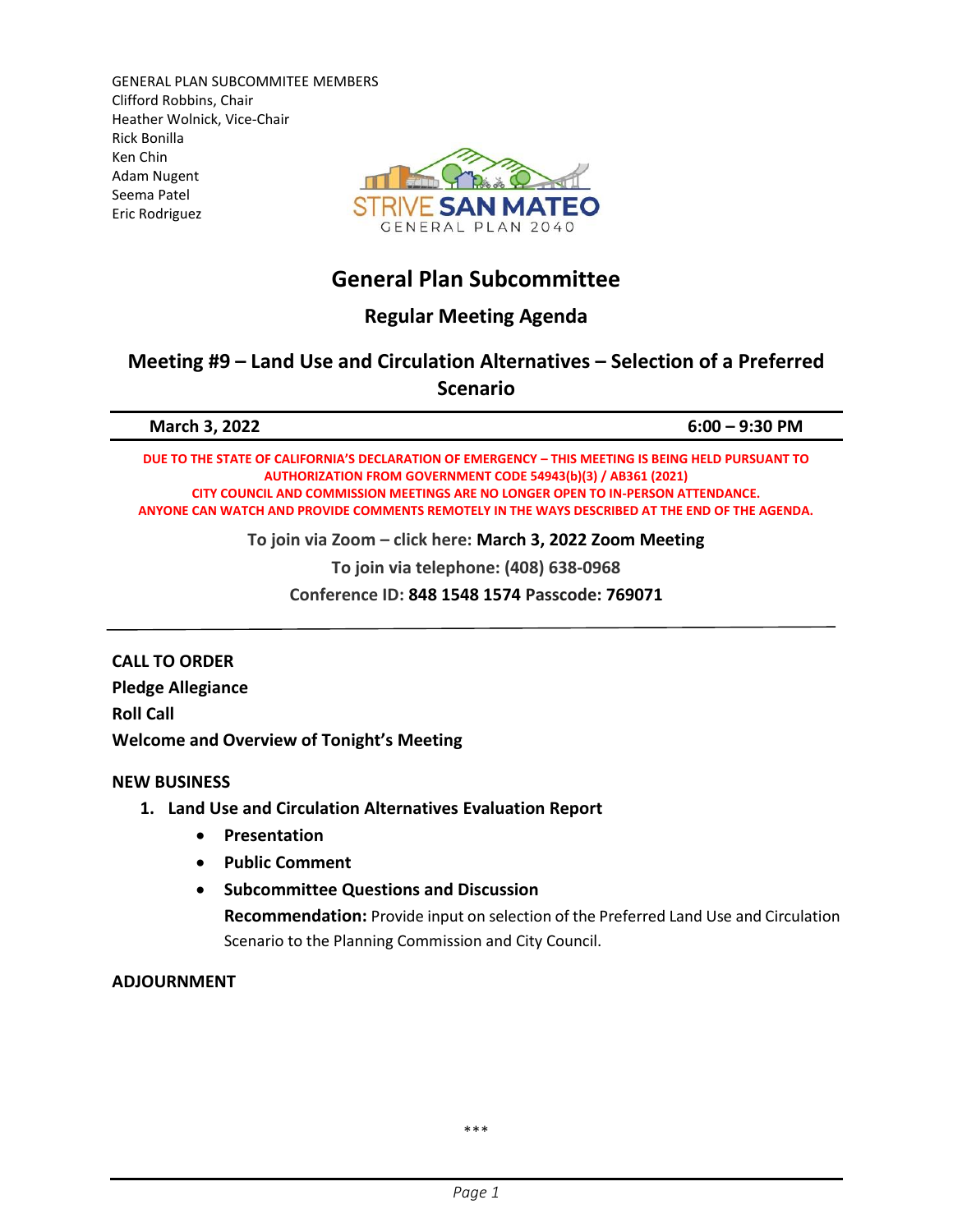GENERAL PLAN SUBCOMMITEE MEMBERS
Clifford Robbins, Chair
Heather Wolnick, Vice-Chair
Rick Bonilla
Ken Chin
Adam Nugent
Seema Patel
Eric Rodriguez

STRIVE SAN MATEO
GENERAL PLAN 2040

# General Plan Subcommittee

## Regular Meeting Agenda

## Meeting #9 – Land Use and Circulation Alternatives – Selection of a Preferred Scenario

**March 3, 2022** **6:00 – 9:30 PM**

**DUE TO THE STATE OF CALIFORNIA'S DECLARATION OF EMERGENCY – THIS MEETING IS BEING HELD PURSUANT TO AUTHORIZATION FROM GOVERNMENT CODE 54943(b)(3) / AB361 (2021)**
**CITY COUNCIL AND COMMISSION MEETINGS ARE NO LONGER OPEN TO IN-PERSON ATTENDANCE.**
**ANYONE CAN WATCH AND PROVIDE COMMENTS REMOTELY IN THE WAYS DESCRIBED AT THE END OF THE AGENDA.**

**To join via Zoom – click here: March 3, 2022 Zoom Meeting**

**To join via telephone: (408) 638-0968**

**Conference ID: 848 1548 1574 Passcode: 769071**

---

**CALL TO ORDER**
**Pledge Allegiance**
**Roll Call**
**Welcome and Overview of Tonight's Meeting**

**NEW BUSINESS**

1. **Land Use and Circulation Alternatives Evaluation Report**
   - **Presentation**
   - **Public Comment**
   - **Subcommittee Questions and Discussion**

     **Recommendation:** Provide input on selection of the Preferred Land Use and Circulation Scenario to the Planning Commission and City Council.

**ADJOURNMENT**

\*\*\*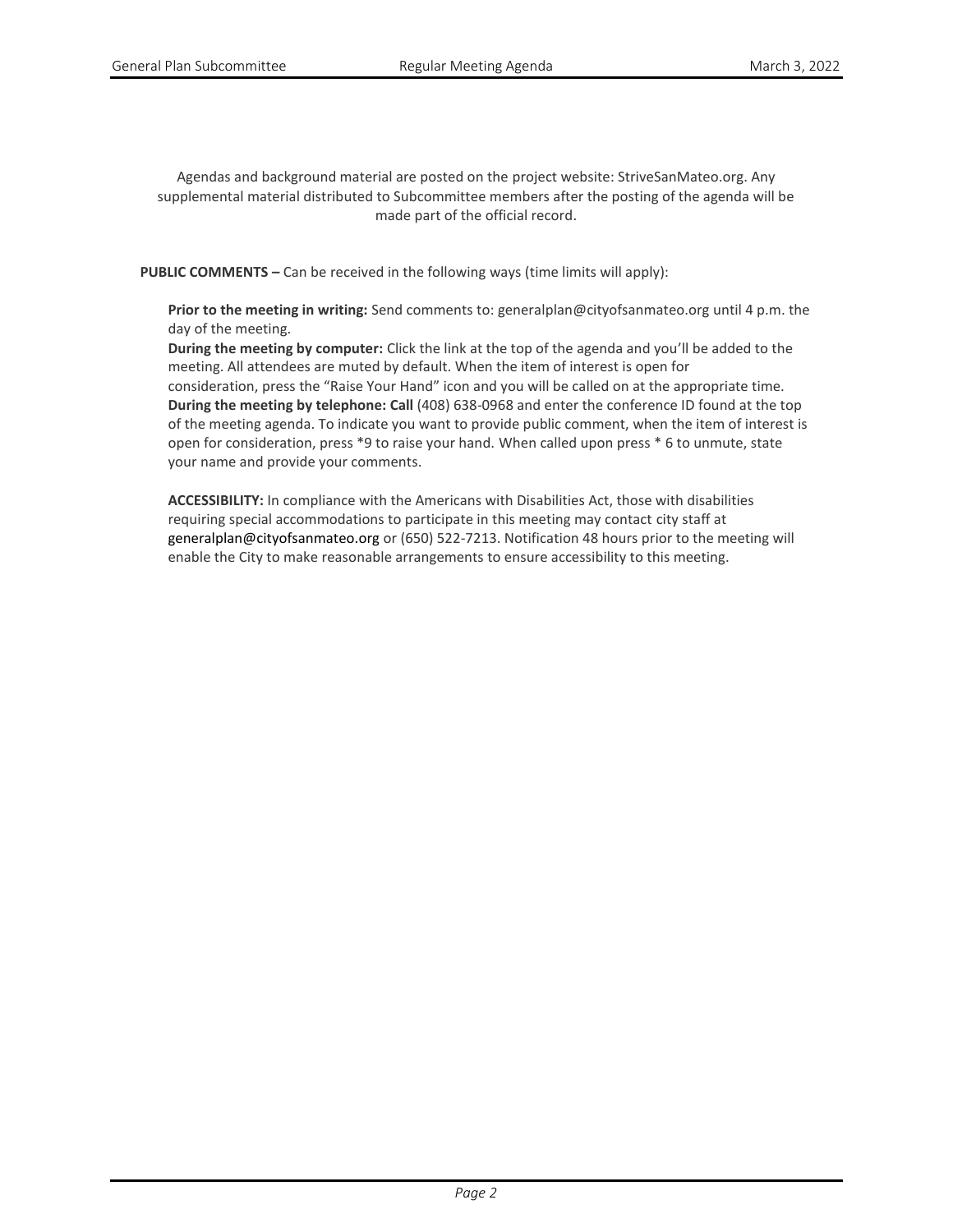Agendas and background material are posted on the project website: StriveSanMateo.org. Any supplemental material distributed to Subcommittee members after the posting of the agenda will be made part of the official record.

**PUBLIC COMMENTS –** Can be received in the following ways (time limits will apply):

**Prior to the meeting in writing:** Send comments to: generalplan@cityofsanmateo.org until 4 p.m. the day of the meeting.
**During the meeting by computer:** Click the link at the top of the agenda and you'll be added to the meeting. All attendees are muted by default. When the item of interest is open for consideration, press the "Raise Your Hand" icon and you will be called on at the appropriate time.
**During the meeting by telephone: Call** (408) 638-0968 and enter the conference ID found at the top of the meeting agenda. To indicate you want to provide public comment, when the item of interest is open for consideration, press *9 to raise your hand. When called upon press * 6 to unmute, state your name and provide your comments.

**ACCESSIBILITY:** In compliance with the Americans with Disabilities Act, those with disabilities requiring special accommodations to participate in this meeting may contact city staff at generalplan@cityofsanmateo.org or (650) 522-7213. Notification 48 hours prior to the meeting will enable the City to make reasonable arrangements to ensure accessibility to this meeting.